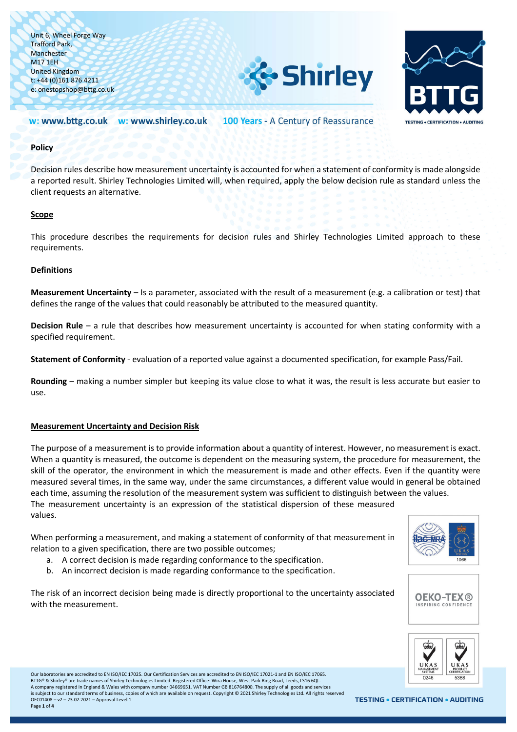## Policy

Decision rules describe how measurement uncertainty is accounted for when a statement of conformity is made alongside a reported result. Shirley Technologies Limited will, when required, apply the below decision rule as standard unless the client requests an alternative.

## Scope

This procedure describes the requirements for decision rules and Shirley Technologies Limited approach to these requirements.

### Definitions

**Measurement Uncertainty** – Is a parameter, associated with the result of a measurement (e.g. a calibration or test) that defines the range of the values that could reasonably be attributed to the measured quantity.

**Decision Rule** – a rule that describes how measurement uncertainty is accounted for when stating conformity with a specified requirement.

**Statement of Conformity** - evaluation of a reported value against a documented specification, for example Pass/Fail.

**Rounding** – making a number simpler but keeping its value close to what it was, the result is less accurate but easier to use.

## Measurement Uncertainty and Decision Risk

The purpose of a measurement is to provide information about a quantity of interest. However, no measurement is exact. When a quantity is measured, the outcome is dependent on the measuring system, the procedure for measurement, the skill of the operator, the environment in which the measurement is made and other effects. Even if the quantity were measured several times, in the same way, under the same circumstances, a different value would in general be obtained each time, assuming the resolution of the measurement system was sufficient to distinguish between the values. The measurement uncertainty is an expression of the statistical dispersion of these measured values.

When performing a measurement, and making a statement of conformity of that measurement in relation to a given specification, there are two possible outcomes;

a. A correct decision is made regarding conformance to the specification.
b. An incorrect decision is made regarding conformance to the specification.

The risk of an incorrect decision being made is directly proportional to the uncertainty associated with the measurement.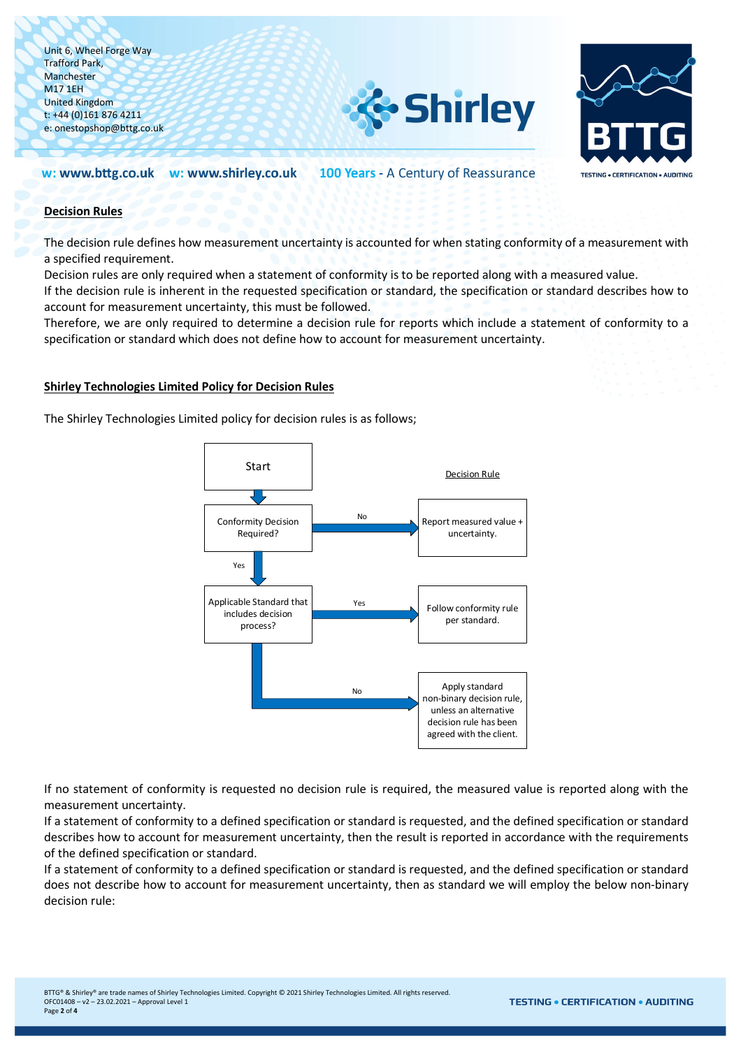## Decision Rules

The decision rule defines how measurement uncertainty is accounted for when stating conformity of a measurement with a specified requirement.
Decision rules are only required when a statement of conformity is to be reported along with a measured value.
If the decision rule is inherent in the requested specification or standard, the specification or standard describes how to account for measurement uncertainty, this must be followed.
Therefore, we are only required to determine a decision rule for reports which include a statement of conformity to a specification or standard which does not define how to account for measurement uncertainty.

## Shirley Technologies Limited Policy for Decision Rules

The Shirley Technologies Limited policy for decision rules is as follows;

Start

Decision Rule

- Conformity Decision Required? — No → Report measured value + uncertainty.
- Conformity Decision Required? — Yes → Applicable Standard that includes decision process?
  - Yes → Follow conformity rule per standard.
  - No → Apply standard non-binary decision rule, unless an alternative decision rule has been agreed with the client.

If no statement of conformity is requested no decision rule is required, the measured value is reported along with the measurement uncertainty.
If a statement of conformity to a defined specification or standard is requested, and the defined specification or standard describes how to account for measurement uncertainty, then the result is reported in accordance with the requirements of the defined specification or standard.
If a statement of conformity to a defined specification or standard is requested, and the defined specification or standard does not describe how to account for measurement uncertainty, then as standard we will employ the below non-binary decision rule: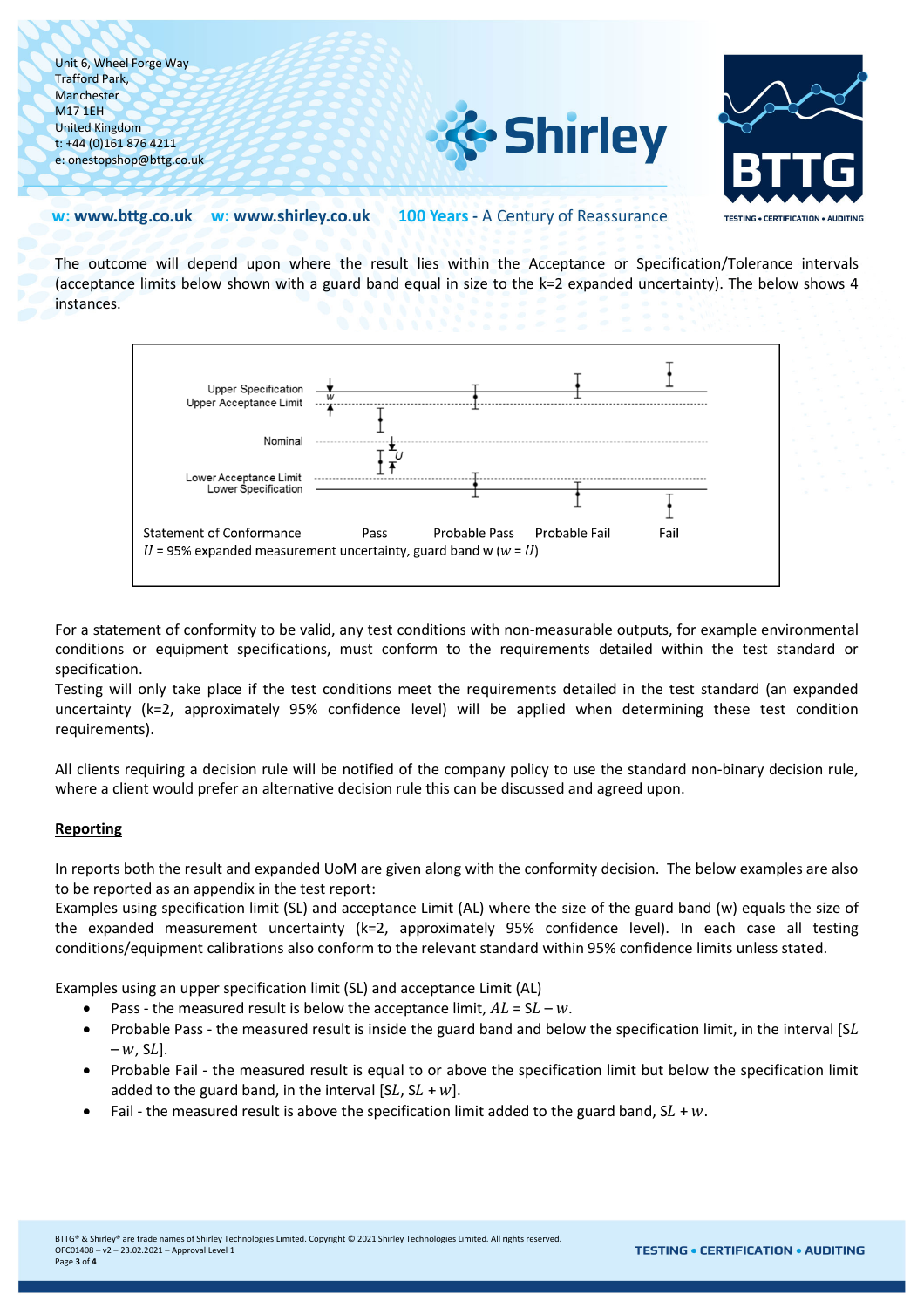The outcome will depend upon where the result lies within the Acceptance or Specification/Tolerance intervals (acceptance limits below shown with a guard band equal in size to the k=2 expanded uncertainty). The below shows 4 instances.

Upper Specification
Upper Acceptance Limit
Nominal
Lower Acceptance Limit
Lower Specification

Statement of Conformance | Pass | Probable Pass | Probable Fail | Fail

$U$ = 95% expanded measurement uncertainty, guard band w ($w = U$)

For a statement of conformity to be valid, any test conditions with non-measurable outputs, for example environmental conditions or equipment specifications, must conform to the requirements detailed within the test standard or specification.
Testing will only take place if the test conditions meet the requirements detailed in the test standard (an expanded uncertainty (k=2, approximately 95% confidence level) will be applied when determining these test condition requirements).

All clients requiring a decision rule will be notified of the company policy to use the standard non-binary decision rule, where a client would prefer an alternative decision rule this can be discussed and agreed upon.

**Reporting**

In reports both the result and expanded UoM are given along with the conformity decision. The below examples are also to be reported as an appendix in the test report:
Examples using specification limit (SL) and acceptance Limit (AL) where the size of the guard band (w) equals the size of the expanded measurement uncertainty (k=2, approximately 95% confidence level). In each case all testing conditions/equipment calibrations also conform to the relevant standard within 95% confidence limits unless stated.

Examples using an upper specification limit (SL) and acceptance Limit (AL)

- Pass - the measured result is below the acceptance limit, $AL = SL - w$.
- Probable Pass - the measured result is inside the guard band and below the specification limit, in the interval $[SL - w, SL]$.
- Probable Fail - the measured result is equal to or above the specification limit but below the specification limit added to the guard band, in the interval $[SL, SL + w]$.
- Fail - the measured result is above the specification limit added to the guard band, $SL + w$.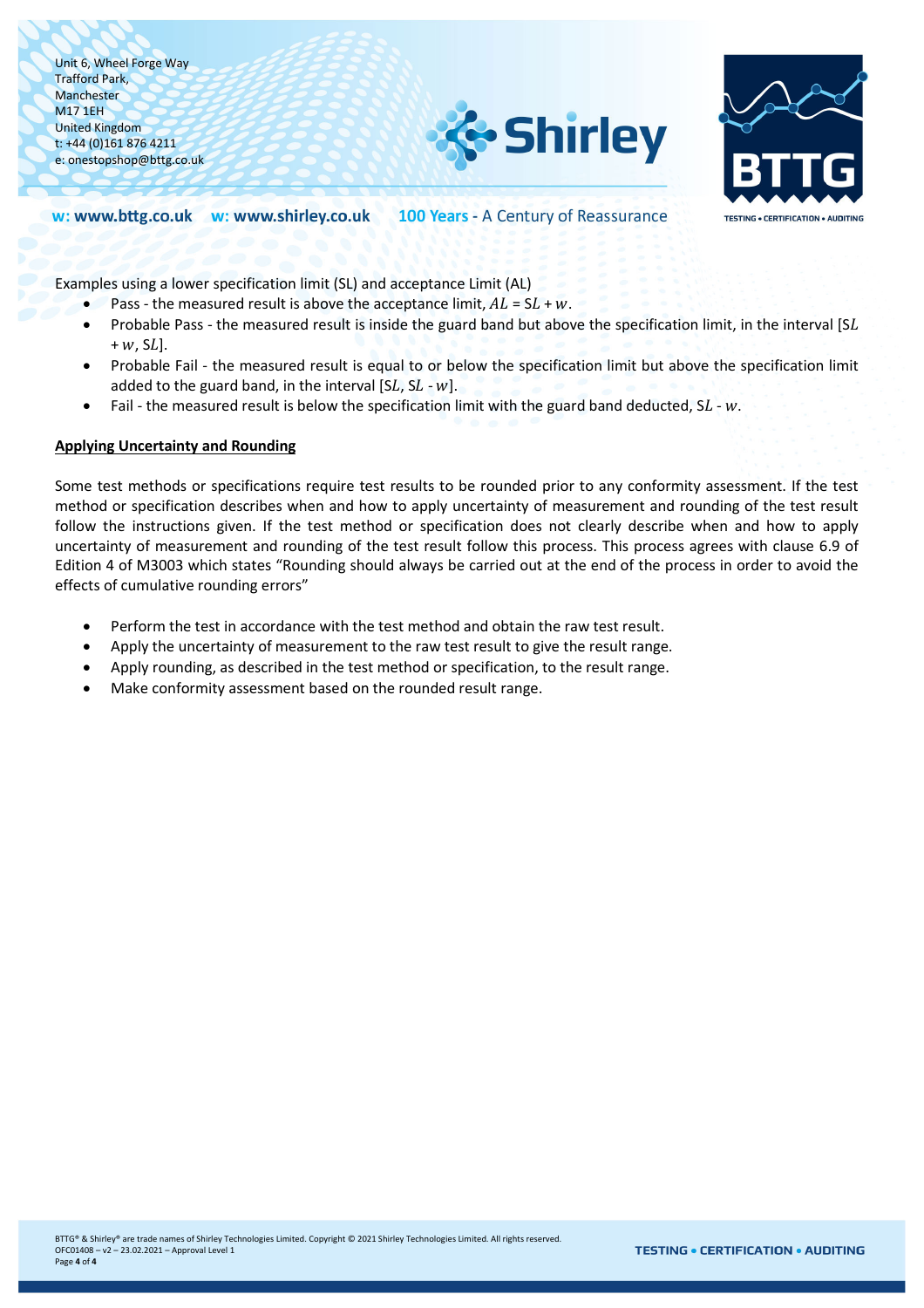Examples using a lower specification limit (SL) and acceptance Limit (AL)

- Pass - the measured result is above the acceptance limit, $AL$ = S$L$ + $w$.
- Probable Pass - the measured result is inside the guard band but above the specification limit, in the interval [S$L$ + $w$, S$L$].
- Probable Fail - the measured result is equal to or below the specification limit but above the specification limit added to the guard band, in the interval [S$L$, S$L$ - $w$].
- Fail - the measured result is below the specification limit with the guard band deducted, S$L$ - $w$.

**Applying Uncertainty and Rounding**

Some test methods or specifications require test results to be rounded prior to any conformity assessment. If the test method or specification describes when and how to apply uncertainty of measurement and rounding of the test result follow the instructions given. If the test method or specification does not clearly describe when and how to apply uncertainty of measurement and rounding of the test result follow this process. This process agrees with clause 6.9 of Edition 4 of M3003 which states "Rounding should always be carried out at the end of the process in order to avoid the effects of cumulative rounding errors"

- Perform the test in accordance with the test method and obtain the raw test result.
- Apply the uncertainty of measurement to the raw test result to give the result range.
- Apply rounding, as described in the test method or specification, to the result range.
- Make conformity assessment based on the rounded result range.